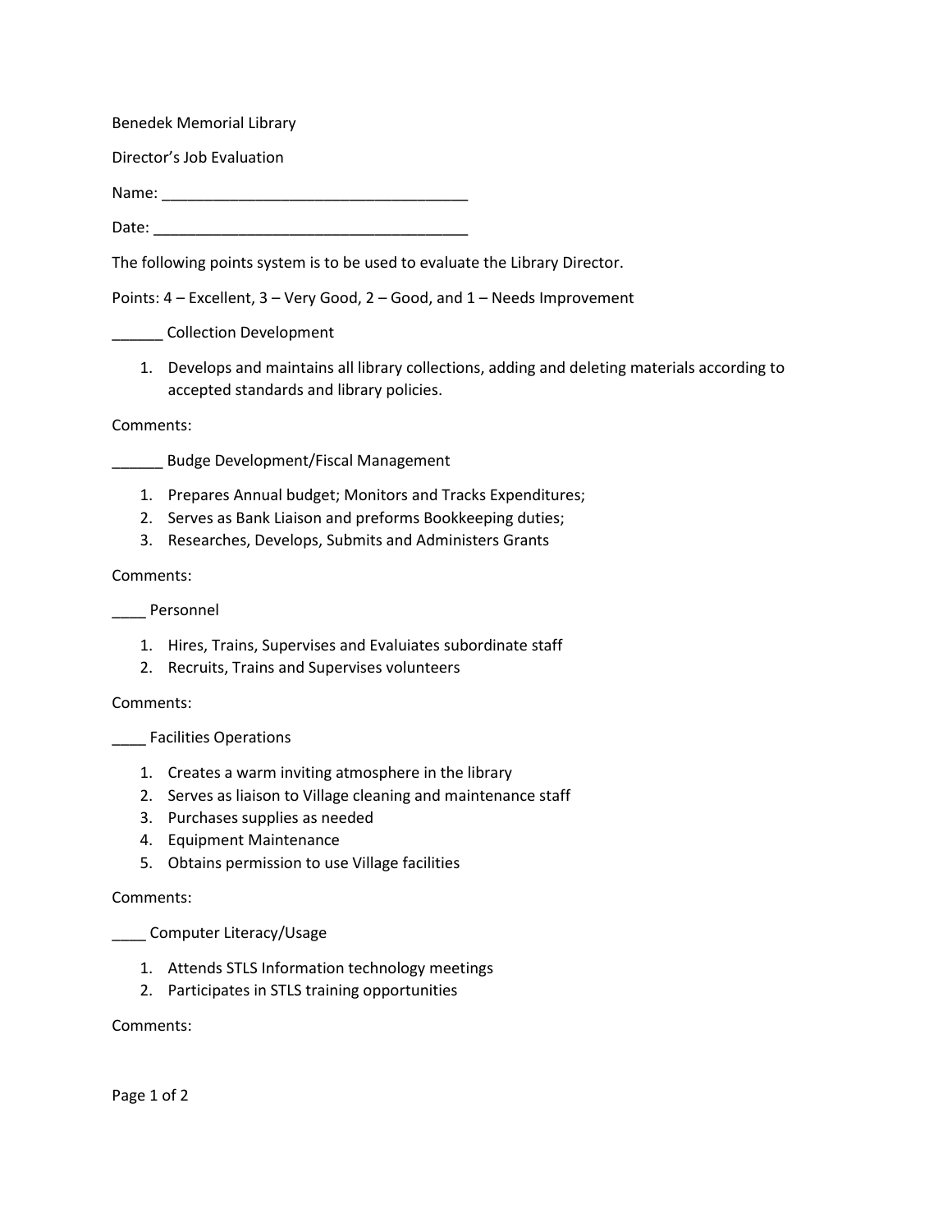Benedek Memorial Library

Director's Job Evaluation

Name: _____________________________________

Date: ______________________________________

The following points system is to be used to evaluate the Library Director.

Points: 4 – Excellent, 3 – Very Good, 2 – Good, and 1 – Needs Improvement

______ Collection Development

1. Develops and maintains all library collections, adding and deleting materials according to accepted standards and library policies.

Comments:

______ Budge Development/Fiscal Management

1. Prepares Annual budget; Monitors and Tracks Expenditures;
2. Serves as Bank Liaison and preforms Bookkeeping duties;
3. Researches, Develops, Submits and Administers Grants

Comments:

____ Personnel

1. Hires, Trains, Supervises and Evaluiates subordinate staff
2. Recruits, Trains and Supervises volunteers

Comments:

____ Facilities Operations

1. Creates a warm inviting atmosphere in the library
2. Serves as liaison to Village cleaning and maintenance staff
3. Purchases supplies as needed
4. Equipment Maintenance
5. Obtains permission to use Village facilities

Comments:

____ Computer Literacy/Usage

1. Attends STLS Information technology meetings
2. Participates in STLS training opportunities

Comments: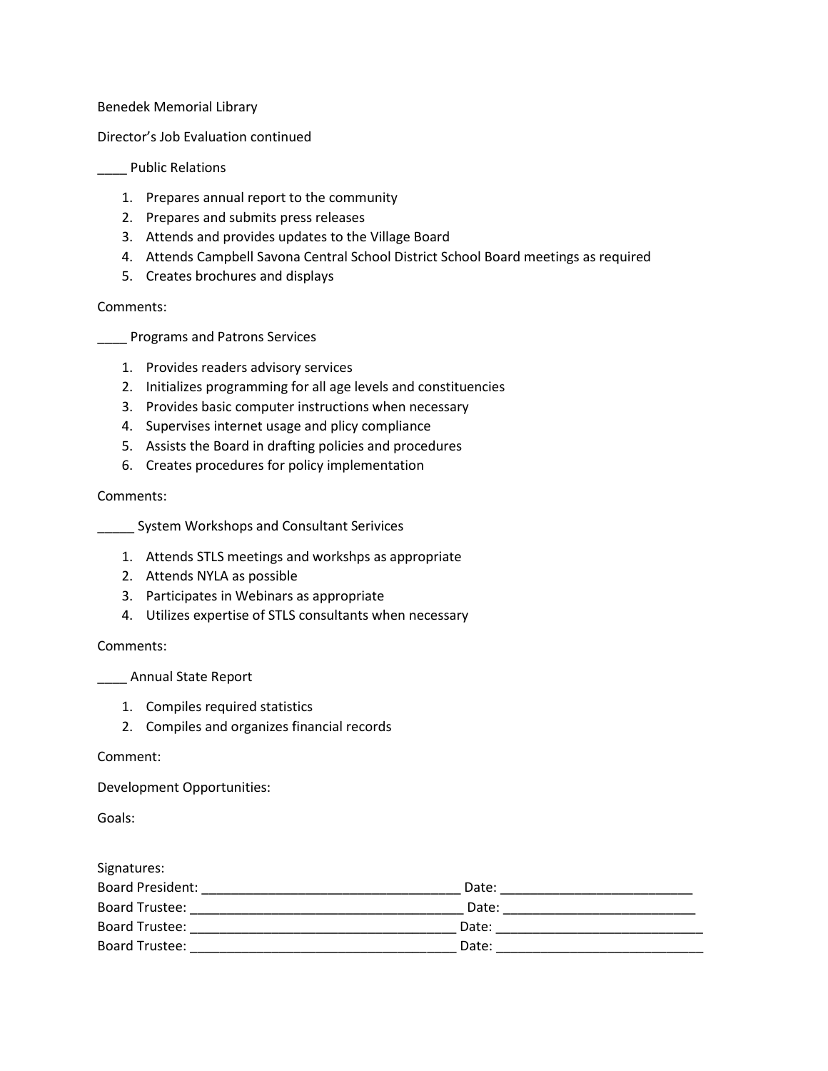Benedek Memorial Library

Director's Job Evaluation continued

____ Public Relations

1. Prepares annual report to the community
2. Prepares and submits press releases
3. Attends and provides updates to the Village Board
4. Attends Campbell Savona Central School District School Board meetings as required
5. Creates brochures and displays

Comments:

____ Programs and Patrons Services

1. Provides readers advisory services
2. Initializes programming for all age levels and constituencies
3. Provides basic computer instructions when necessary
4. Supervises internet usage and plicy compliance
5. Assists the Board in drafting policies and procedures
6. Creates procedures for policy implementation

Comments:

_____ System Workshops and Consultant Serivices

1. Attends STLS meetings and workshps as appropriate
2. Attends NYLA as possible
3. Participates in Webinars as appropriate
4. Utilizes expertise of STLS consultants when necessary

Comments:

____ Annual State Report

1. Compiles required statistics
2. Compiles and organizes financial records

Comment:

Development Opportunities:

Goals:

Signatures:
Board President: ___________________________________ Date: __________________________
Board Trustee: _____________________________________ Date: __________________________
Board Trustee: ____________________________________ Date: ____________________________
Board Trustee: ____________________________________ Date: ____________________________